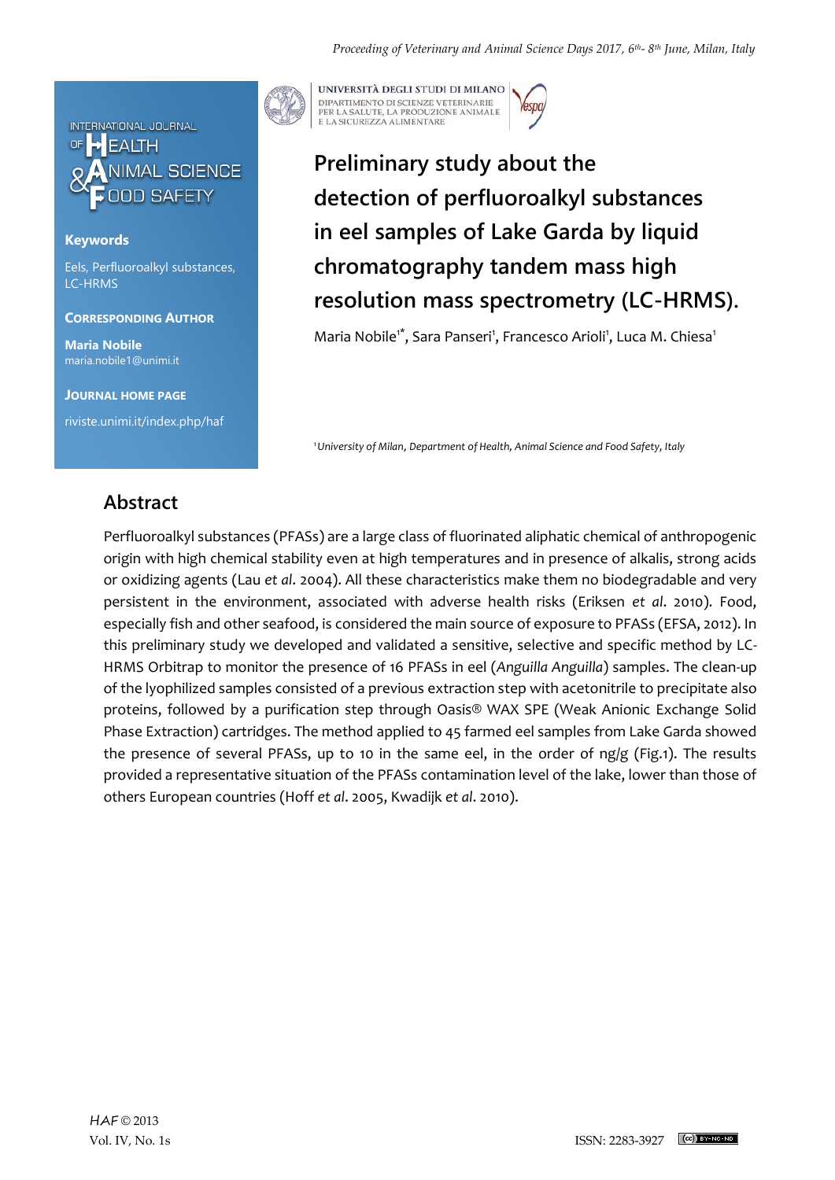# Preliminary study about the detection of perfluoroalkyl substances in eel samples of Lake Garda by liquid chromatography tandem mass high resolution mass spectrometry (LC-HRMS).

Maria Nobile[1*], Sara Panseri[1], Francesco Arioli[1], Luca M. Chiesa[1]

[1] *University of Milan, Department of Health, Animal Science and Food Safety, Italy*

**Keywords**

Eels, Perfluoroalkyl substances, LC-HRMS

**Corresponding Author**

**Maria Nobile**
maria.nobile1@unimi.it

**Journal Home Page**

riviste.unimi.it/index.php/haf

## Abstract

Perfluoroalkyl substances (PFASs) are a large class of fluorinated aliphatic chemical of anthropogenic origin with high chemical stability even at high temperatures and in presence of alkalis, strong acids or oxidizing agents (Lau *et al*. 2004). All these characteristics make them no biodegradable and very persistent in the environment, associated with adverse health risks (Eriksen *et al*. 2010). Food, especially fish and other seafood, is considered the main source of exposure to PFASs (EFSA, 2012). In this preliminary study we developed and validated a sensitive, selective and specific method by LC-HRMS Orbitrap to monitor the presence of 16 PFASs in eel (*Anguilla Anguilla*) samples. The clean-up of the lyophilized samples consisted of a previous extraction step with acetonitrile to precipitate also proteins, followed by a purification step through Oasis® WAX SPE (Weak Anionic Exchange Solid Phase Extraction) cartridges. The method applied to 45 farmed eel samples from Lake Garda showed the presence of several PFASs, up to 10 in the same eel, in the order of ng/g (Fig.1). The results provided a representative situation of the PFASs contamination level of the lake, lower than those of others European countries (Hoff *et al*. 2005, Kwadijk *et al*. 2010).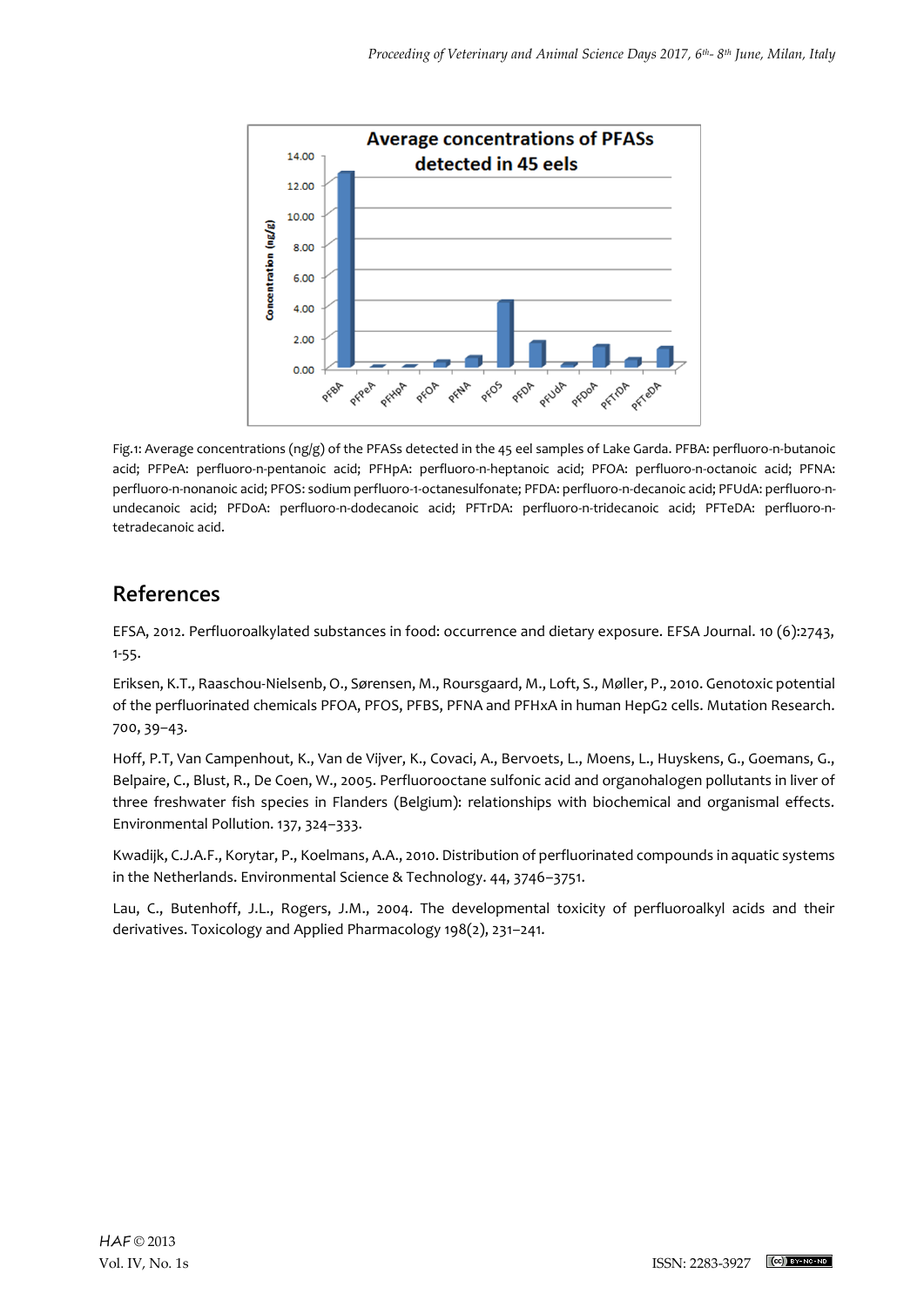Average concentrations of PFASs detected in 45 eels

Concentration (ng/g)

14.00
12.00
10.00
8.00
6.00
4.00
2.00
0.00

PFBA PFPeA PFHpA PFOA PFNA PFOS PFDA PFUdA PFDoA PFTrDA PFTeDA

Fig.1: Average concentrations (ng/g) of the PFASs detected in the 45 eel samples of Lake Garda. PFBA: perfluoro-n-butanoic acid; PFPeA: perfluoro-n-pentanoic acid; PFHpA: perfluoro-n-heptanoic acid; PFOA: perfluoro-n-octanoic acid; PFNA: perfluoro-n-nonanoic acid; PFOS: sodium perfluoro-1-octanesulfonate; PFDA: perfluoro-n-decanoic acid; PFUdA: perfluoro-n-undecanoic acid; PFDoA: perfluoro-n-dodecanoic acid; PFTrDA: perfluoro-n-tridecanoic acid; PFTeDA: perfluoro-n-tetradecanoic acid.

## References

EFSA, 2012. Perfluoroalkylated substances in food: occurrence and dietary exposure. EFSA Journal. 10 (6):2743, 1-55.

Eriksen, K.T., Raaschou-Nielsenb, O., Sørensen, M., Roursgaard, M., Loft, S., Møller, P., 2010. Genotoxic potential of the perfluorinated chemicals PFOA, PFOS, PFBS, PFNA and PFHxA in human HepG2 cells. Mutation Research. 700, 39–43.

Hoff, P.T, Van Campenhout, K., Van de Vijver, K., Covaci, A., Bervoets, L., Moens, L., Huyskens, G., Goemans, G., Belpaire, C., Blust, R., De Coen, W., 2005. Perfluorooctane sulfonic acid and organohalogen pollutants in liver of three freshwater fish species in Flanders (Belgium): relationships with biochemical and organismal effects. Environmental Pollution. 137, 324–333.

Kwadijk, C.J.A.F., Korytar, P., Koelmans, A.A., 2010. Distribution of perfluorinated compounds in aquatic systems in the Netherlands. Environmental Science & Technology. 44, 3746–3751.

Lau, C., Butenhoff, J.L., Rogers, J.M., 2004. The developmental toxicity of perfluoroalkyl acids and their derivatives. Toxicology and Applied Pharmacology 198(2), 231–241.